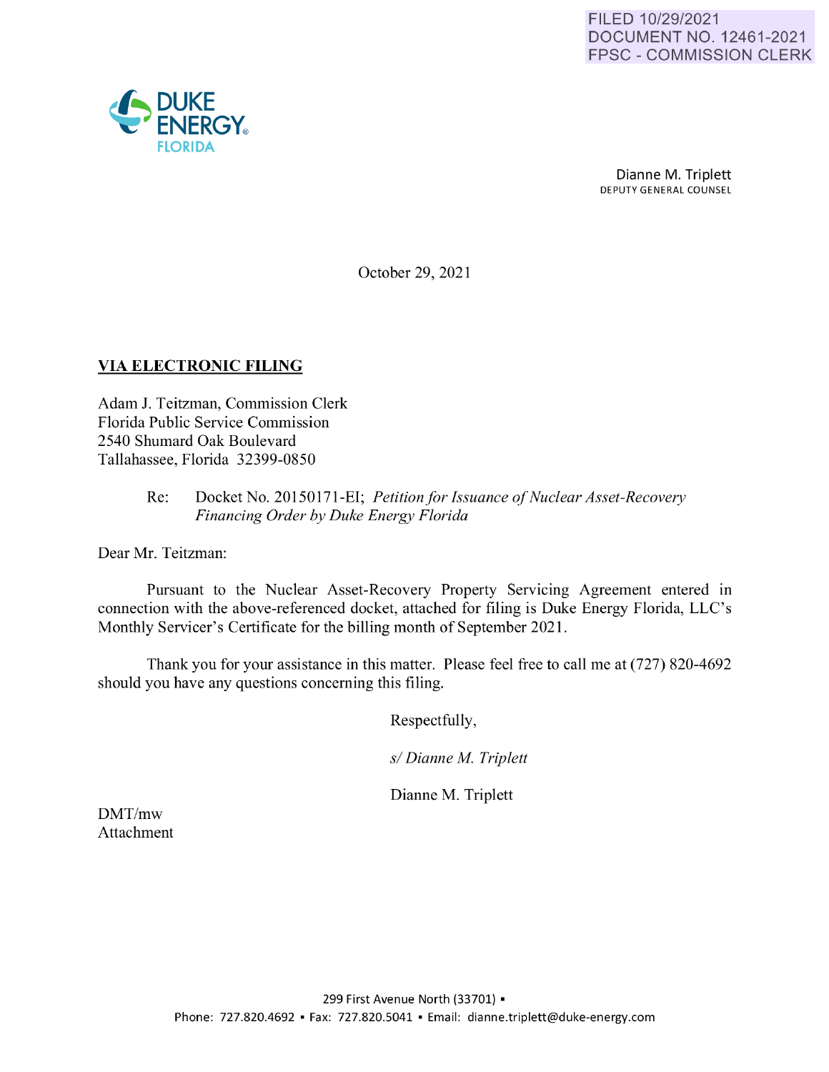FILED 10/29/2021
DOCUMENT NO. 12461-2021
FPSC - COMMISSION CLERK

DUKE ENERGY
FLORIDA

Dianne M. Triplett
DEPUTY GENERAL COUNSEL

October 29, 2021

**VIA ELECTRONIC FILING**

Adam J. Teitzman, Commission Clerk
Florida Public Service Commission
2540 Shumard Oak Boulevard
Tallahassee, Florida 32399-0850

Re: Docket No. 20150171-EI; *Petition for Issuance of Nuclear Asset-Recovery Financing Order by Duke Energy Florida*

Dear Mr. Teitzman:

Pursuant to the Nuclear Asset-Recovery Property Servicing Agreement entered in connection with the above-referenced docket, attached for filing is Duke Energy Florida, LLC's Monthly Servicer's Certificate for the billing month of September 2021.

Thank you for your assistance in this matter. Please feel free to call me at (727) 820-4692 should you have any questions concerning this filing.

Respectfully,

*s/ Dianne M. Triplett*

Dianne M. Triplett

DMT/mw
Attachment

299 First Avenue North (33701) ▪
Phone: 727.820.4692 ▪ Fax: 727.820.5041 ▪ Email: dianne.triplett@duke-energy.com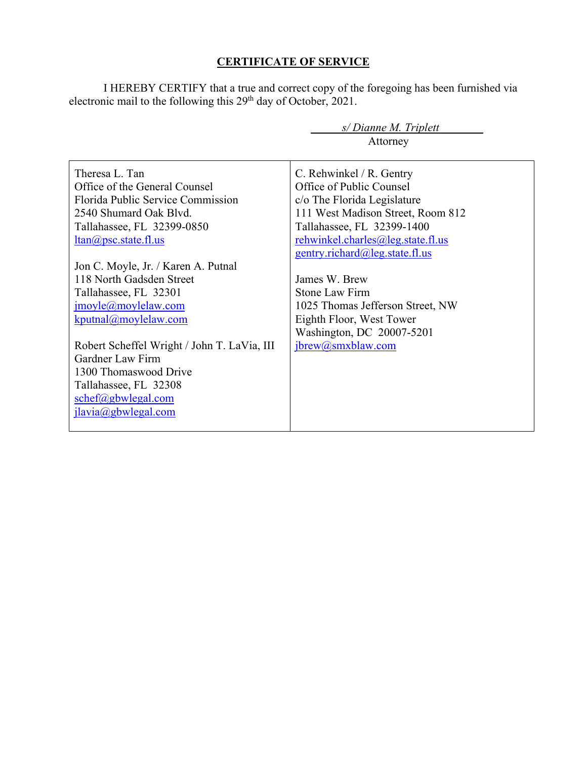## CERTIFICATE OF SERVICE

I HEREBY CERTIFY that a true and correct copy of the foregoing has been furnished via electronic mail to the following this 29th day of October, 2021.

*s/ Dianne M. Triplett*
Attorney

| | |
|---|---|
| Theresa L. Tan<br>Office of the General Counsel<br>Florida Public Service Commission<br>2540 Shumard Oak Blvd.<br>Tallahassee, FL 32399-0850<br>ltan@psc.state.fl.us<br><br>Jon C. Moyle, Jr. / Karen A. Putnal<br>118 North Gadsden Street<br>Tallahassee, FL 32301<br>jmoyle@moylelaw.com<br>kputnal@moylelaw.com<br><br>Robert Scheffel Wright / John T. LaVia, III<br>Gardner Law Firm<br>1300 Thomaswood Drive<br>Tallahassee, FL 32308<br>schef@gbwlegal.com<br>jlavia@gbwlegal.com | C. Rehwinkel / R. Gentry<br>Office of Public Counsel<br>c/o The Florida Legislature<br>111 West Madison Street, Room 812<br>Tallahassee, FL 32399-1400<br>rehwinkel.charles@leg.state.fl.us<br>gentry.richard@leg.state.fl.us<br><br>James W. Brew<br>Stone Law Firm<br>1025 Thomas Jefferson Street, NW<br>Eighth Floor, West Tower<br>Washington, DC 20007-5201<br>jbrew@smxblaw.com |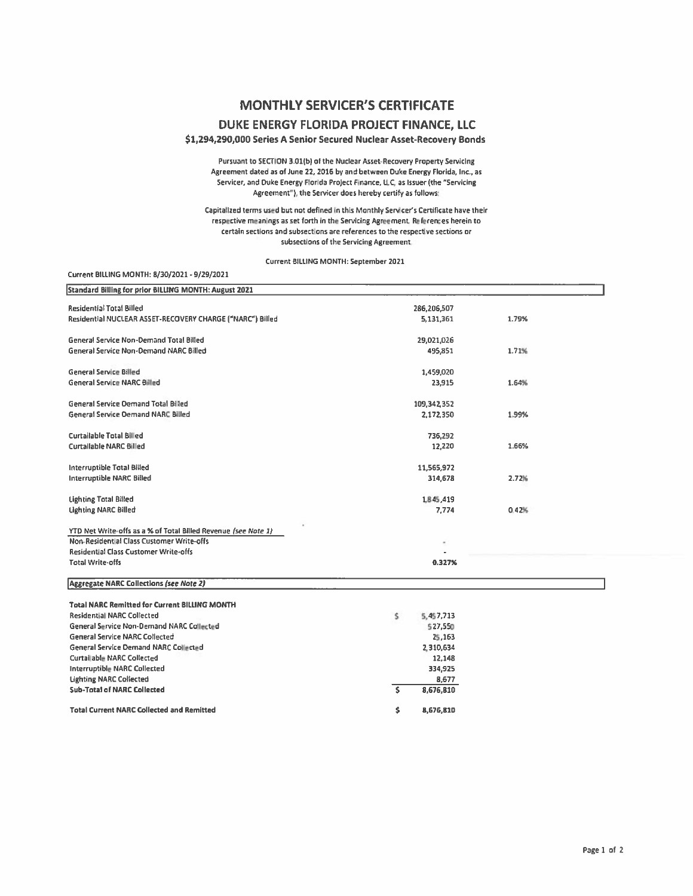# MONTHLY SERVICER'S CERTIFICATE

## DUKE ENERGY FLORIDA PROJECT FINANCE, LLC

### $1,294,290,000 Series A Senior Secured Nuclear Asset-Recovery Bonds

Pursuant to SECTION 3.01(b) of the Nuclear Asset-Recovery Property Servicing Agreement dated as of June 22, 2016 by and between Duke Energy Florida, Inc., as Servicer, and Duke Energy Florida Project Finance, LLC, as Issuer (the "Servicing Agreement"), the Servicer does hereby certify as follows:

Capitalized terms used but not defined in this Monthly Servicer's Certificate have their respective meanings as set forth in the Servicing Agreement. References herein to certain sections and subsections are references to the respective sections or subsections of the Servicing Agreement.

Current BILLING MONTH: September 2021

Current BILLING MONTH: 8/30/2021 - 9/29/2021

| Standard Billing for prior BILLING MONTH: August 2021 | | |
|---|---|---|
| Residential Total Billed | 286,206,507 | |
| Residential NUCLEAR ASSET-RECOVERY CHARGE ("NARC") Billed | 5,131,361 | 1.79% |
| | | |
| General Service Non-Demand Total Billed | 29,021,026 | |
| General Service Non-Demand NARC Billed | 495,851 | 1.71% |
| | | |
| General Service Billed | 1,459,020 | |
| General Service NARC Billed | 23,915 | 1.64% |
| | | |
| General Service Demand Total Billed | 109,342,352 | |
| General Service Demand NARC Billed | 2,172,350 | 1.99% |
| | | |
| Curtailable Total Billed | 736,292 | |
| Curtailable NARC Billed | 12,220 | 1.66% |
| | | |
| Interruptible Total Billed | 11,565,972 | |
| Interruptible NARC Billed | 314,678 | 2.72% |
| | | |
| Lighting Total Billed | 1,845,419 | |
| Lighting NARC Billed | 7,774 | 0.42% |
| | | |
| *YTD Net Write-offs as a % of Total Billed Revenue (see Note 1)* | | |
| Non-Residential Class Customer Write-offs | - | |
| Residential Class Customer Write-offs | - | |
| Total Write-offs | 0.327% | |

| Aggregate NARC Collections *(see Note 2)* | |
|---|---|
| **Total NARC Remitted for Current BILLING MONTH** | |
| Residential NARC Collected | $ 5,457,713 |
| General Service Non-Demand NARC Collected | 527,550 |
| General Service NARC Collected | 25,163 |
| General Service Demand NARC Collected | 2,310,634 |
| Curtailable NARC Collected | 12,148 |
| Interruptible NARC Collected | 334,925 |
| Lighting NARC Collected | 8,677 |
| **Sub-Total of NARC Collected** | $ 8,676,810 |
| | |
| **Total Current NARC Collected and Remitted** | $ 8,676,810 |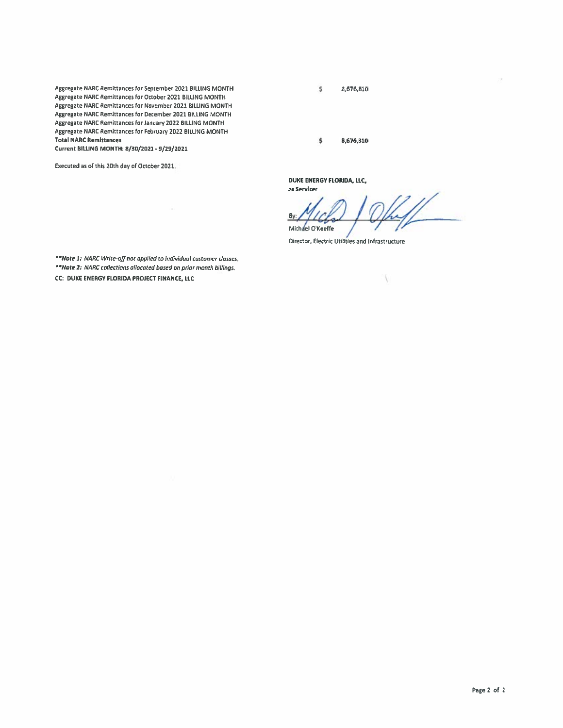| | | |
|---|---|---|
| Aggregate NARC Remittances for September 2021 BILLING MONTH | $ | 8,676,810 |
| Aggregate NARC Remittances for October 2021 BILLING MONTH | | |
| Aggregate NARC Remittances for November 2021 BILLING MONTH | | |
| Aggregate NARC Remittances for December 2021 BILLING MONTH | | |
| Aggregate NARC Remittances for January 2022 BILLING MONTH | | |
| Aggregate NARC Remittances for February 2022 BILLING MONTH | | |
| **Total NARC Remittances** | **$** | **8,676,810** |
| **Current BILLING MONTH: 8/30/2021 - 9/29/2021** | | |

Executed as of this 20th day of October 2021.

**DUKE ENERGY FLORIDA, LLC,**
**as Servicer**

By: Michael O'Keeffe

Michael O'Keeffe

Director, Electric Utilities and Infrastructure

***\*Note 1:** *NARC Write-off not applied to individual customer classes.*

***\*Note 2:** *NARC collections allocated based on prior month billings.*

**CC: DUKE ENERGY FLORIDA PROJECT FINANCE, LLC**